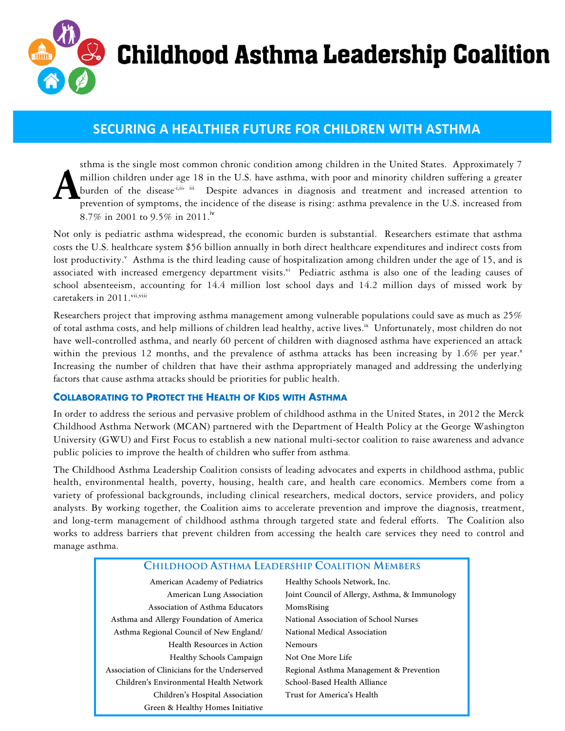# Childhood Asthma Leadership Coalition

## SECURING A HEALTHIER FUTURE FOR CHILDREN WITH ASTHMA

Asthma is the single most common chronic condition among children in the United States. Approximately 7 million children under age 18 in the U.S. have asthma, with poor and minority children suffering a greater burden of the disease[i,ii, iii] Despite advances in diagnosis and treatment and increased attention to prevention of symptoms, the incidence of the disease is rising: asthma prevalence in the U.S. increased from 8.7% in 2001 to 9.5% in 2011.[iv]

Not only is pediatric asthma widespread, the economic burden is substantial. Researchers estimate that asthma costs the U.S. healthcare system $56 billion annually in both direct healthcare expenditures and indirect costs from lost productivity.[v] Asthma is the third leading cause of hospitalization among children under the age of 15, and is associated with increased emergency department visits.[vi] Pediatric asthma is also one of the leading causes of school absenteeism, accounting for 14.4 million lost school days and 14.2 million days of missed work by caretakers in 2011.[vii,viii]

Researchers project that improving asthma management among vulnerable populations could save as much as 25% of total asthma costs, and help millions of children lead healthy, active lives.[ix] Unfortunately, most children do not have well-controlled asthma, and nearly 60 percent of children with diagnosed asthma have experienced an attack within the previous 12 months, and the prevalence of asthma attacks has been increasing by 1.6% per year.[x] Increasing the number of children that have their asthma appropriately managed and addressing the underlying factors that cause asthma attacks should be priorities for public health.

### Collaborating to Protect the Health of Kids with Asthma

In order to address the serious and pervasive problem of childhood asthma in the United States, in 2012 the Merck Childhood Asthma Network (MCAN) partnered with the Department of Health Policy at the George Washington University (GWU) and First Focus to establish a new national multi-sector coalition to raise awareness and advance public policies to improve the health of children who suffer from asthma.

The Childhood Asthma Leadership Coalition consists of leading advocates and experts in childhood asthma, public health, environmental health, poverty, housing, health care, and health care economics. Members come from a variety of professional backgrounds, including clinical researchers, medical doctors, service providers, and policy analysts. By working together, the Coalition aims to accelerate prevention and improve the diagnosis, treatment, and long-term management of childhood asthma through targeted state and federal efforts. The Coalition also works to address barriers that prevent children from accessing the health care services they need to control and manage asthma.

### Childhood Asthma Leadership Coalition Members

- American Academy of Pediatrics
- American Lung Association
- Association of Asthma Educators
- Asthma and Allergy Foundation of America
- Asthma Regional Council of New England/ Health Resources in Action
- Healthy Schools Campaign
- Association of Clinicians for the Underserved
- Children's Environmental Health Network
- Children's Hospital Association
- Green & Healthy Homes Initiative
- Healthy Schools Network, Inc.
- Joint Council of Allergy, Asthma, & Immunology
- MomsRising
- National Association of School Nurses
- National Medical Association
- Nemours
- Not One More Life
- Regional Asthma Management & Prevention
- School-Based Health Alliance
- Trust for America's Health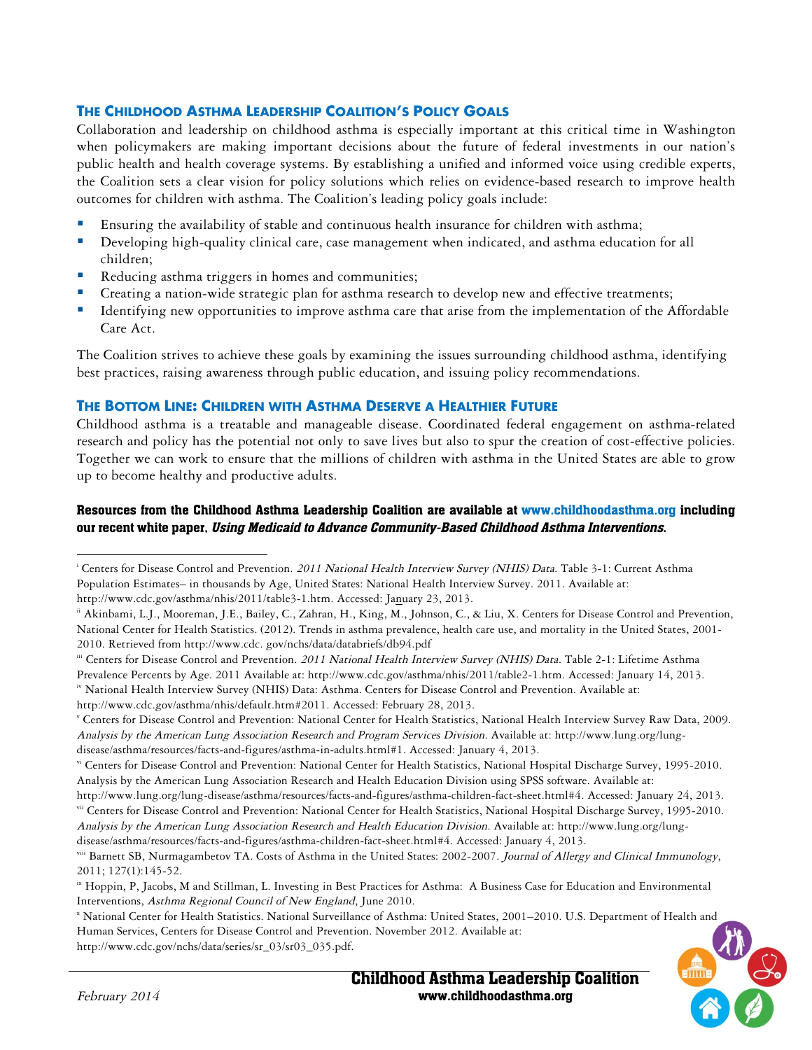## The Childhood Asthma Leadership Coalition's Policy Goals

Collaboration and leadership on childhood asthma is especially important at this critical time in Washington when policymakers are making important decisions about the future of federal investments in our nation's public health and health coverage systems. By establishing a unified and informed voice using credible experts, the Coalition sets a clear vision for policy solutions which relies on evidence-based research to improve health outcomes for children with asthma. The Coalition's leading policy goals include:

- Ensuring the availability of stable and continuous health insurance for children with asthma;
- Developing high-quality clinical care, case management when indicated, and asthma education for all children;
- Reducing asthma triggers in homes and communities;
- Creating a nation-wide strategic plan for asthma research to develop new and effective treatments;
- Identifying new opportunities to improve asthma care that arise from the implementation of the Affordable Care Act.

The Coalition strives to achieve these goals by examining the issues surrounding childhood asthma, identifying best practices, raising awareness through public education, and issuing policy recommendations.

## The Bottom Line: Children with Asthma Deserve a Healthier Future

Childhood asthma is a treatable and manageable disease. Coordinated federal engagement on asthma-related research and policy has the potential not only to save lives but also to spur the creation of cost-effective policies. Together we can work to ensure that the millions of children with asthma in the United States are able to grow up to become healthy and productive adults.

**Resources from the Childhood Asthma Leadership Coalition are available at www.childhoodasthma.org including our recent white paper, *Using Medicaid to Advance Community-Based Childhood Asthma Interventions*.**

---

[i] Centers for Disease Control and Prevention. *2011 National Health Interview Survey (NHIS) Data*. Table 3-1: Current Asthma Population Estimates– in thousands by Age, United States: National Health Interview Survey. 2011. Available at: http://www.cdc.gov/asthma/nhis/2011/table3-1.htm. Accessed: January 23, 2013.

[ii] Akinbami, L.J., Mooreman, J.E., Bailey, C., Zahran, H., King, M., Johnson, C., & Liu, X. Centers for Disease Control and Prevention, National Center for Health Statistics. (2012). Trends in asthma prevalence, health care use, and mortality in the United States, 2001-2010. Retrieved from http://www.cdc. gov/nchs/data/databriefs/db94.pdf

[iii] Centers for Disease Control and Prevention. *2011 National Health Interview Survey (NHIS) Data*. Table 2-1: Lifetime Asthma Prevalence Percents by Age. 2011 Available at: http://www.cdc.gov/asthma/nhis/2011/table2-1.htm. Accessed: January 14, 2013.

[iv] National Health Interview Survey (NHIS) Data: Asthma. Centers for Disease Control and Prevention. Available at: http://www.cdc.gov/asthma/nhis/default.htm#2011. Accessed: February 28, 2013.

[v] Centers for Disease Control and Prevention: National Center for Health Statistics, National Health Interview Survey Raw Data, 2009. *Analysis by the American Lung Association Research and Program Services Division*. Available at: http://www.lung.org/lung-disease/asthma/resources/facts-and-figures/asthma-in-adults.html#1. Accessed: January 4, 2013.

[vi] Centers for Disease Control and Prevention: National Center for Health Statistics, National Hospital Discharge Survey, 1995-2010. Analysis by the American Lung Association Research and Health Education Division using SPSS software. Available at: http://www.lung.org/lung-disease/asthma/resources/facts-and-figures/asthma-children-fact-sheet.html#4. Accessed: January 24, 2013.

[vii] Centers for Disease Control and Prevention: National Center for Health Statistics, National Hospital Discharge Survey, 1995-2010. *Analysis by the American Lung Association Research and Health Education Division*. Available at: http://www.lung.org/lung-disease/asthma/resources/facts-and-figures/asthma-children-fact-sheet.html#4. Accessed: January 4, 2013.

[viii] Barnett SB, Nurmagambetov TA. Costs of Asthma in the United States: 2002-2007. *Journal of Allergy and Clinical Immunology*, 2011; 127(1):145-52.

[ix] Hoppin, P, Jacobs, M and Stillman, L. Investing in Best Practices for Asthma: A Business Case for Education and Environmental Interventions, *Asthma Regional Council of New England*, June 2010.

[x] National Center for Health Statistics. National Surveillance of Asthma: United States, 2001–2010. U.S. Department of Health and Human Services, Centers for Disease Control and Prevention. November 2012. Available at: http://www.cdc.gov/nchs/data/series/sr_03/sr03_035.pdf.

February 2014

**Childhood Asthma Leadership Coalition**
**www.childhoodasthma.org**